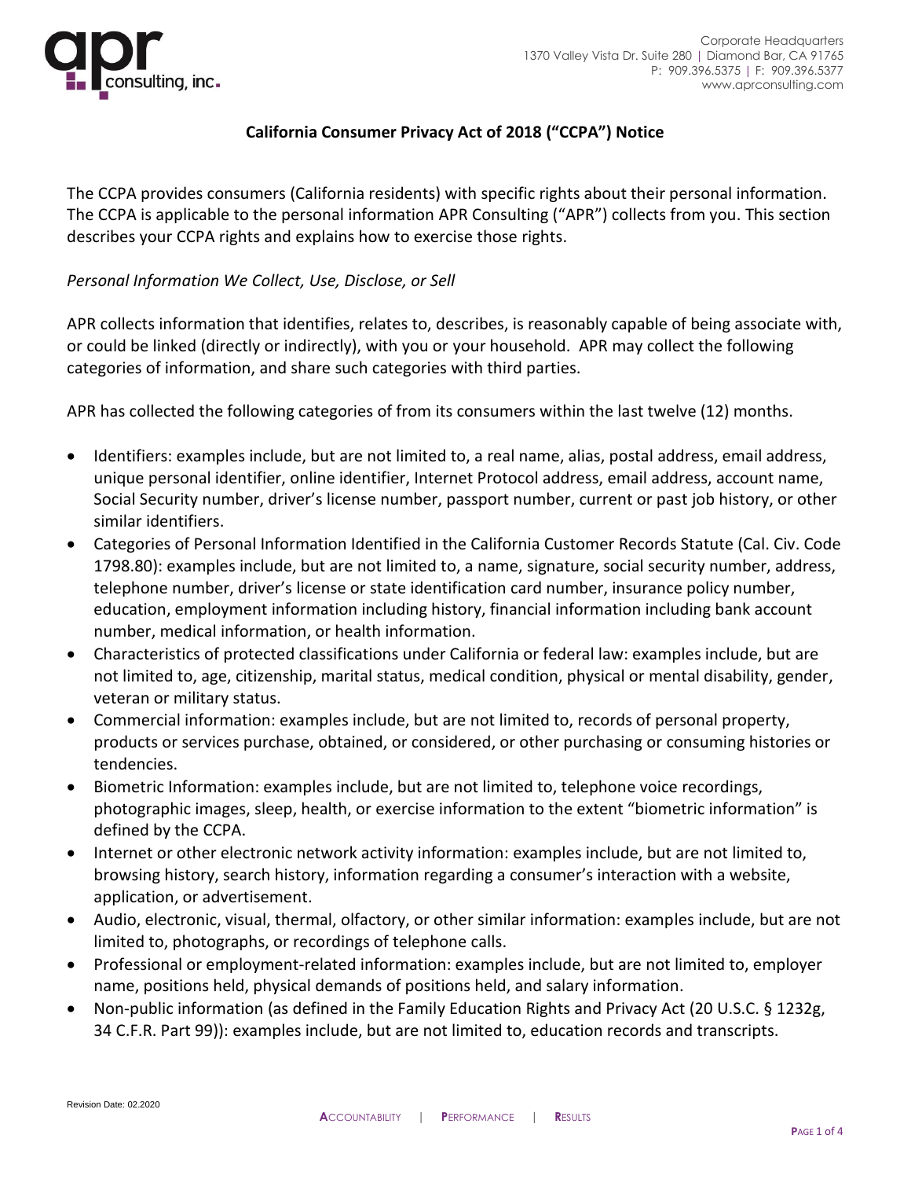# California Consumer Privacy Act of 2018 ("CCPA") Notice

The CCPA provides consumers (California residents) with specific rights about their personal information. The CCPA is applicable to the personal information APR Consulting ("APR") collects from you. This section describes your CCPA rights and explains how to exercise those rights.

*Personal Information We Collect, Use, Disclose, or Sell*

APR collects information that identifies, relates to, describes, is reasonably capable of being associate with, or could be linked (directly or indirectly), with you or your household. APR may collect the following categories of information, and share such categories with third parties.

APR has collected the following categories of from its consumers within the last twelve (12) months.

- Identifiers: examples include, but are not limited to, a real name, alias, postal address, email address, unique personal identifier, online identifier, Internet Protocol address, email address, account name, Social Security number, driver's license number, passport number, current or past job history, or other similar identifiers.
- Categories of Personal Information Identified in the California Customer Records Statute (Cal. Civ. Code 1798.80): examples include, but are not limited to, a name, signature, social security number, address, telephone number, driver's license or state identification card number, insurance policy number, education, employment information including history, financial information including bank account number, medical information, or health information.
- Characteristics of protected classifications under California or federal law: examples include, but are not limited to, age, citizenship, marital status, medical condition, physical or mental disability, gender, veteran or military status.
- Commercial information: examples include, but are not limited to, records of personal property, products or services purchase, obtained, or considered, or other purchasing or consuming histories or tendencies.
- Biometric Information: examples include, but are not limited to, telephone voice recordings, photographic images, sleep, health, or exercise information to the extent "biometric information" is defined by the CCPA.
- Internet or other electronic network activity information: examples include, but are not limited to, browsing history, search history, information regarding a consumer's interaction with a website, application, or advertisement.
- Audio, electronic, visual, thermal, olfactory, or other similar information: examples include, but are not limited to, photographs, or recordings of telephone calls.
- Professional or employment-related information: examples include, but are not limited to, employer name, positions held, physical demands of positions held, and salary information.
- Non-public information (as defined in the Family Education Rights and Privacy Act (20 U.S.C. § 1232g, 34 C.F.R. Part 99)): examples include, but are not limited to, education records and transcripts.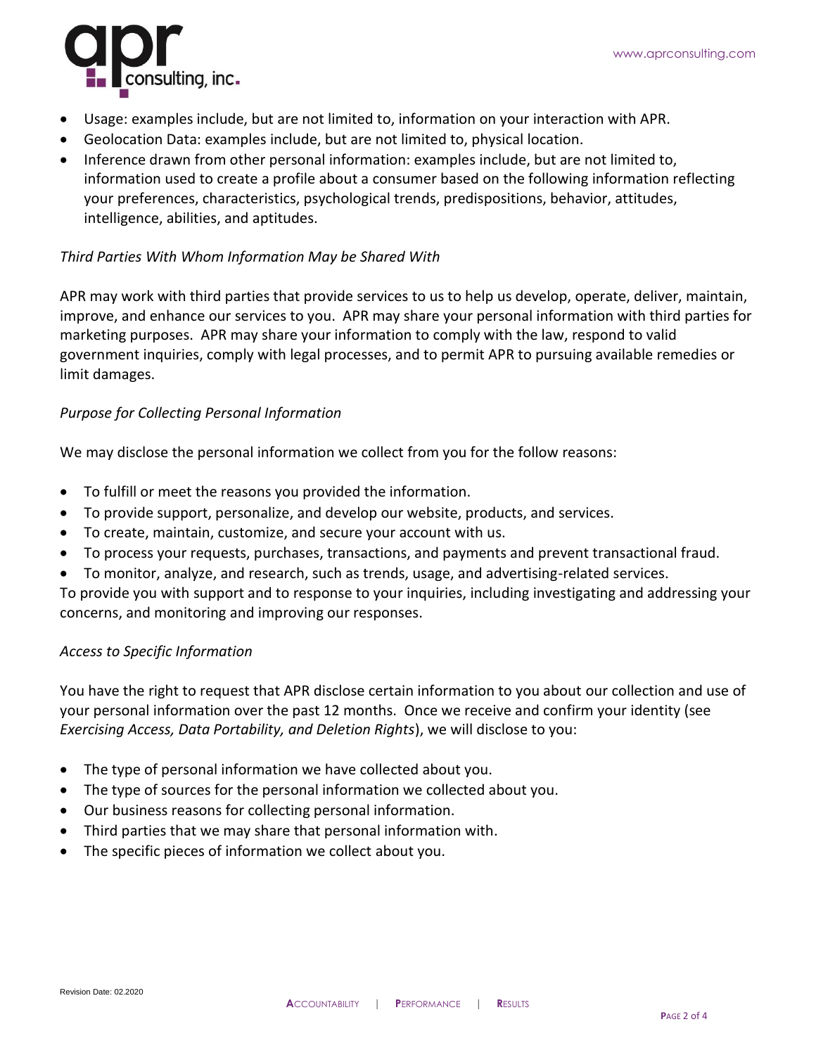- Usage: examples include, but are not limited to, information on your interaction with APR.
- Geolocation Data: examples include, but are not limited to, physical location.
- Inference drawn from other personal information: examples include, but are not limited to, information used to create a profile about a consumer based on the following information reflecting your preferences, characteristics, psychological trends, predispositions, behavior, attitudes, intelligence, abilities, and aptitudes.

*Third Parties With Whom Information May be Shared With*

APR may work with third parties that provide services to us to help us develop, operate, deliver, maintain, improve, and enhance our services to you. APR may share your personal information with third parties for marketing purposes. APR may share your information to comply with the law, respond to valid government inquiries, comply with legal processes, and to permit APR to pursuing available remedies or limit damages.

*Purpose for Collecting Personal Information*

We may disclose the personal information we collect from you for the follow reasons:

- To fulfill or meet the reasons you provided the information.
- To provide support, personalize, and develop our website, products, and services.
- To create, maintain, customize, and secure your account with us.
- To process your requests, purchases, transactions, and payments and prevent transactional fraud.
- To monitor, analyze, and research, such as trends, usage, and advertising-related services.

To provide you with support and to response to your inquiries, including investigating and addressing your concerns, and monitoring and improving our responses.

*Access to Specific Information*

You have the right to request that APR disclose certain information to you about our collection and use of your personal information over the past 12 months. Once we receive and confirm your identity (see *Exercising Access, Data Portability, and Deletion Rights*), we will disclose to you:

- The type of personal information we have collected about you.
- The type of sources for the personal information we collected about you.
- Our business reasons for collecting personal information.
- Third parties that we may share that personal information with.
- The specific pieces of information we collect about you.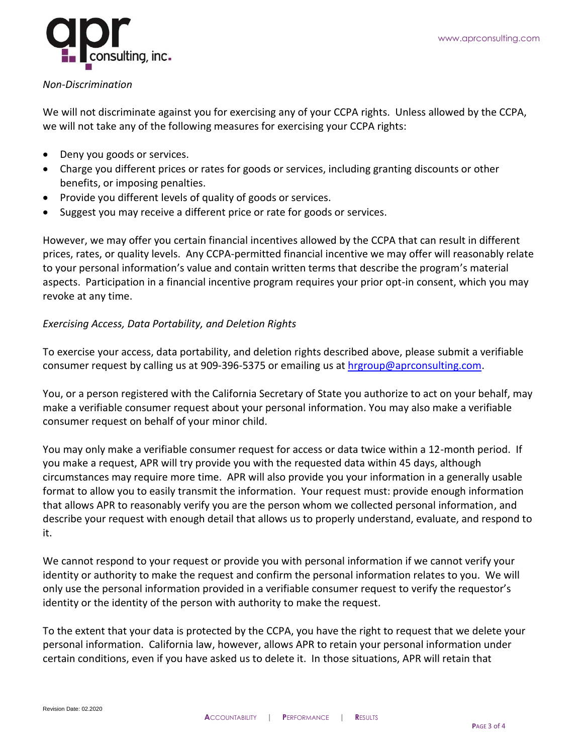*Non-Discrimination*

We will not discriminate against you for exercising any of your CCPA rights. Unless allowed by the CCPA, we will not take any of the following measures for exercising your CCPA rights:

- Deny you goods or services.
- Charge you different prices or rates for goods or services, including granting discounts or other benefits, or imposing penalties.
- Provide you different levels of quality of goods or services.
- Suggest you may receive a different price or rate for goods or services.

However, we may offer you certain financial incentives allowed by the CCPA that can result in different prices, rates, or quality levels. Any CCPA-permitted financial incentive we may offer will reasonably relate to your personal information's value and contain written terms that describe the program's material aspects. Participation in a financial incentive program requires your prior opt-in consent, which you may revoke at any time.

*Exercising Access, Data Portability, and Deletion Rights*

To exercise your access, data portability, and deletion rights described above, please submit a verifiable consumer request by calling us at 909-396-5375 or emailing us at hrgroup@aprconsulting.com.

You, or a person registered with the California Secretary of State you authorize to act on your behalf, may make a verifiable consumer request about your personal information. You may also make a verifiable consumer request on behalf of your minor child.

You may only make a verifiable consumer request for access or data twice within a 12-month period. If you make a request, APR will try provide you with the requested data within 45 days, although circumstances may require more time. APR will also provide you your information in a generally usable format to allow you to easily transmit the information. Your request must: provide enough information that allows APR to reasonably verify you are the person whom we collected personal information, and describe your request with enough detail that allows us to properly understand, evaluate, and respond to it.

We cannot respond to your request or provide you with personal information if we cannot verify your identity or authority to make the request and confirm the personal information relates to you. We will only use the personal information provided in a verifiable consumer request to verify the requestor's identity or the identity of the person with authority to make the request.

To the extent that your data is protected by the CCPA, you have the right to request that we delete your personal information. California law, however, allows APR to retain your personal information under certain conditions, even if you have asked us to delete it. In those situations, APR will retain that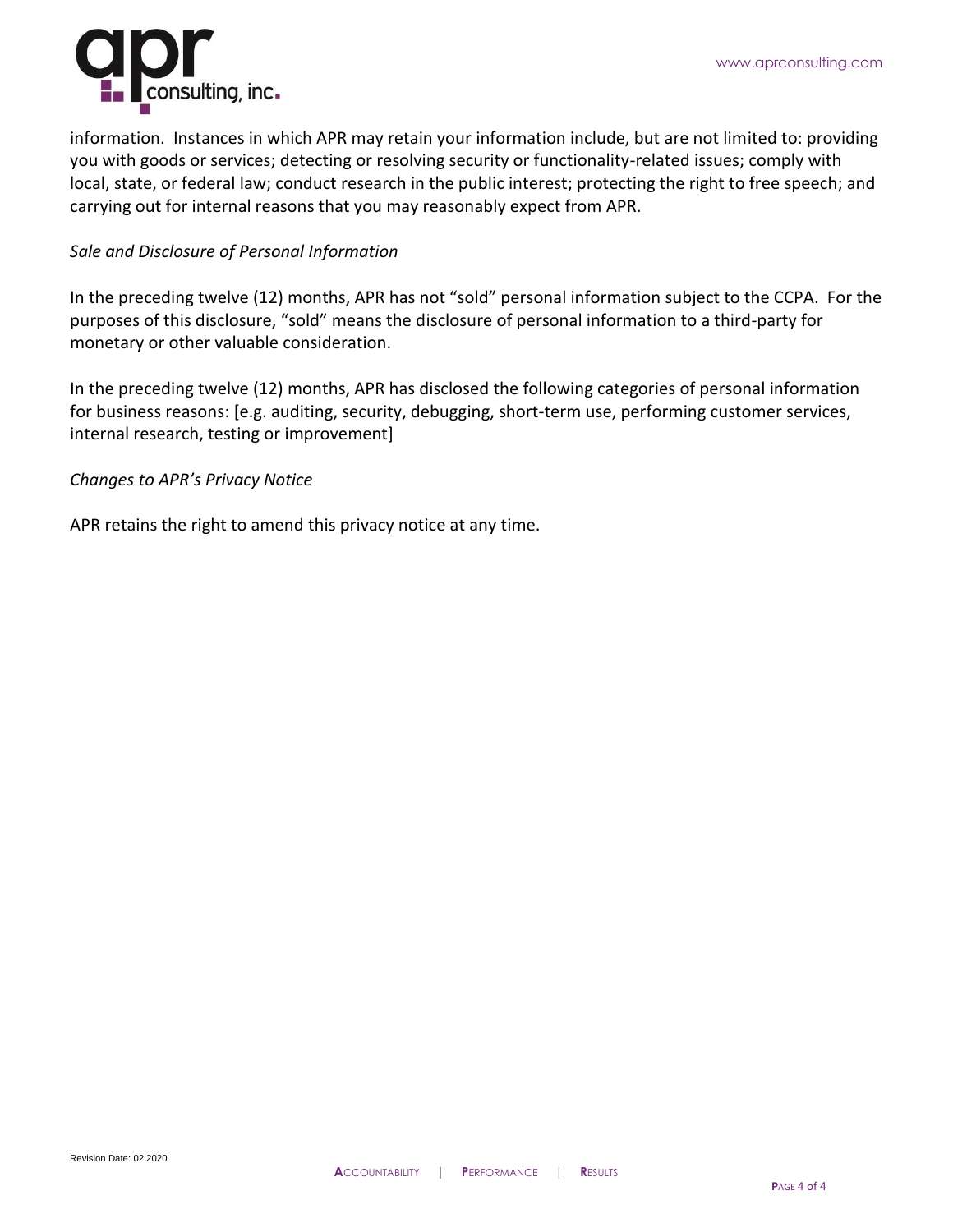information. Instances in which APR may retain your information include, but are not limited to: providing you with goods or services; detecting or resolving security or functionality-related issues; comply with local, state, or federal law; conduct research in the public interest; protecting the right to free speech; and carrying out for internal reasons that you may reasonably expect from APR.

*Sale and Disclosure of Personal Information*

In the preceding twelve (12) months, APR has not "sold" personal information subject to the CCPA. For the purposes of this disclosure, "sold" means the disclosure of personal information to a third-party for monetary or other valuable consideration.

In the preceding twelve (12) months, APR has disclosed the following categories of personal information for business reasons: [e.g. auditing, security, debugging, short-term use, performing customer services, internal research, testing or improvement]

*Changes to APR's Privacy Notice*

APR retains the right to amend this privacy notice at any time.